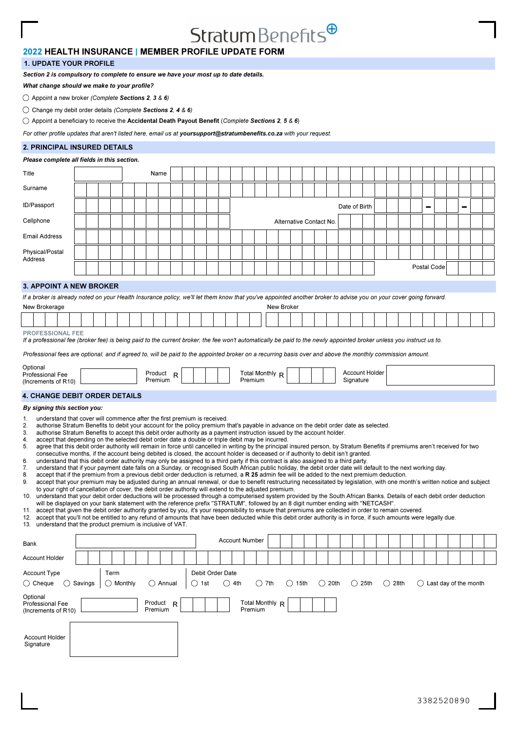Stratum Benefits

# 2022 HEALTH INSURANCE | MEMBER PROFILE UPDATE FORM

## 1. UPDATE YOUR PROFILE

***Section 2 is compulsory to complete to ensure we have your most up to date details.***

***What change should we make to your profile?***

- ◯ Appoint a new broker *(Complete **Sections 2**, **3** & **6**)*
- ◯ Change my debit order details *(Complete **Sections 2**, **4** & **6**)*
- ◯ Appoint a beneficiary to receive the **Accidental Death Payout Benefit** (Complete *Sections **2**, **5** & **6***)

*For other profile updates that aren't listed here, email us at **yoursupport@stratumbenefits.co.za** with your request.*

## 2. PRINCIPAL INSURED DETAILS

***Please complete all fields in this section.***

| | | | |
|---|---|---|---|
| Title | | Name | |
| Surname | | | |
| ID/Passport | | Date of Birth | – – |
| Cellphone | | Alternative Contact No. | |
| Email Address | | | |
| Physical/Postal Address | | | |
| | | Postal Code | |

## 3. APPOINT A NEW BROKER

*If a broker is already noted on your Health Insurance policy, we'll let them know that you've appointed another broker to advise you on your cover going forward.*

| New Brokerage | New Broker |
|---|---|
| | |

**PROFESSIONAL FEE**

*If a professional fee (broker fee) is being paid to the current broker, the fee won't automatically be paid to the newly appointed broker unless you instruct us to.*

*Professional fees are optional, and if agreed to, will be paid to the appointed broker on a recurring basis over and above the monthly commission amount.*

| Optional Professional Fee (Increments of R10) | | Product Premium | R | Total Monthly Premium | R | Account Holder Signature | |
|---|---|---|---|---|---|---|---|

## 4. CHANGE DEBIT ORDER DETAILS

***By signing this section you:***

1. understand that cover will commence after the first premium is received.
2. authorise Stratum Benefits to debit your account for the policy premium that's payable in advance on the debit order date as selected.
3. authorise Stratum Benefits to accept this debit order authority as a payment instruction issued by the account holder.
4. accept that depending on the selected debit order date a double or triple debit may be incurred.
5. agree that this debit order authority will remain in force until cancelled in writing by the principal insured person, by Stratum Benefits if premiums aren't received for two consecutive months, if the account being debited is closed, the account holder is deceased or if authority to debit isn't granted.
6. understand that this debit order authority may only be assigned to a third party if this contract is also assigned to a third party.
7. understand that if your payment date falls on a Sunday, or recognised South African public holiday, the debit order date will default to the next working day.
8. accept that if the premium from a previous debit order deduction is returned, a **R 25** admin fee will be added to the next premium deduction.
9. accept that your premium may be adjusted during an annual renewal, or due to benefit restructuring necessitated by legislation, with one month's written notice and subject to your right of cancellation of cover, the debit order authority will extend to the adjusted premium.
10. understand that your debit order deductions will be processed through a computerised system provided by the South African Banks. Details of each debit order deduction will be displayed on your bank statement with the reference prefix "STRATUM", followed by an 8 digit number ending with "NETCASH".
11. accept that given the debit order authority granted by you, it's your responsibility to ensure that premiums are collected in order to remain covered.
12. accept that you'll not be entitled to any refund of amounts that have been deducted while this debit order authority is in force, if such amounts were legally due.
13. understand that the product premium is inclusive of VAT.

| | | | |
|---|---|---|---|
| Bank | | Account Number | |
| Account Holder | | | |

**Account Type:** ◯ Cheque ◯ Savings

**Term:** ◯ Monthly ◯ Annual

**Debit Order Date:** ◯ 1st ◯ 4th ◯ 7th ◯ 15th ◯ 20th ◯ 25th ◯ 28th ◯ Last day of the month

| Optional Professional Fee (Increments of R10) | | Product Premium | R | Total Monthly Premium | R |
|---|---|---|---|---|---|

| Account Holder Signature | |
|---|---|

3382520890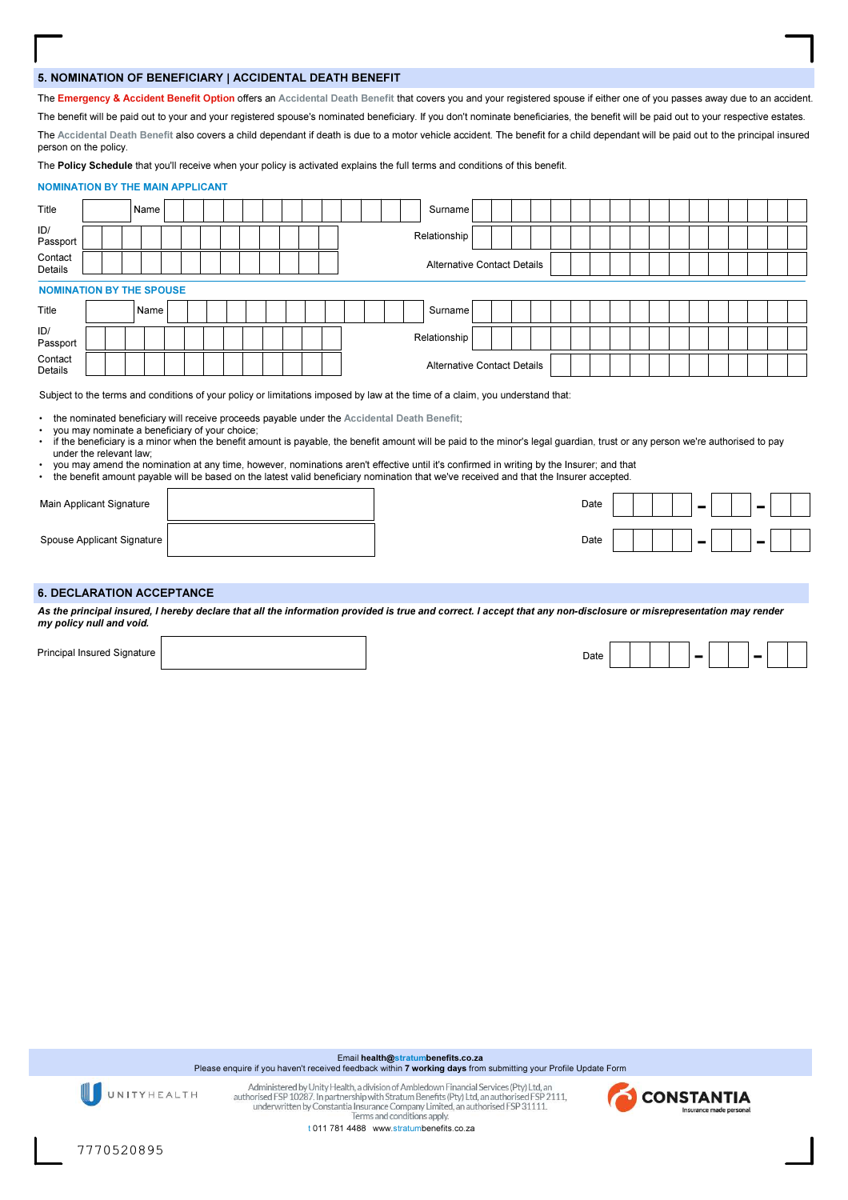## 5. NOMINATION OF BENEFICIARY | ACCIDENTAL DEATH BENEFIT

The **Emergency & Accident Benefit Option** offers an **Accidental Death Benefit** that covers you and your registered spouse if either one of you passes away due to an accident.

The benefit will be paid out to your and your registered spouse's nominated beneficiary. If you don't nominate beneficiaries, the benefit will be paid out to your respective estates.

The **Accidental Death Benefit** also covers a child dependant if death is due to a motor vehicle accident. The benefit for a child dependant will be paid out to the principal insured person on the policy.

The **Policy Schedule** that you'll receive when your policy is activated explains the full terms and conditions of this benefit.

### NOMINATION BY THE MAIN APPLICANT

| | | | | | |
|---|---|---|---|---|---|
| Title | | Name | | Surname | |
| ID/ Passport | | | | Relationship | |
| Contact Details | | | | Alternative Contact Details | |

### NOMINATION BY THE SPOUSE

| | | | | | |
|---|---|---|---|---|---|
| Title | | Name | | Surname | |
| ID/ Passport | | | | Relationship | |
| Contact Details | | | | Alternative Contact Details | |

Subject to the terms and conditions of your policy or limitations imposed by law at the time of a claim, you understand that:

- the nominated beneficiary will receive proceeds payable under the Accidental Death Benefit;
- you may nominate a beneficiary of your choice;
- if the beneficiary is a minor when the benefit amount is payable, the benefit amount will be paid to the minor's legal guardian, trust or any person we're authorised to pay under the relevant law;
- you may amend the nomination at any time, however, nominations aren't effective until it's confirmed in writing by the Insurer; and that
- the benefit amount payable will be based on the latest valid beneficiary nomination that we've received and that the Insurer accepted.

| | | | |
|---|---|---|---|
| Main Applicant Signature | | Date | – – |
| Spouse Applicant Signature | | Date | – – |

## 6. DECLARATION ACCEPTANCE

***As the principal insured, I hereby declare that all the information provided is true and correct. I accept that any non-disclosure or misrepresentation may render my policy null and void.***

| | | | |
|---|---|---|---|
| Principal Insured Signature | | Date | – – |

Email **health@stratumbenefits.co.za**
Please enquire if you haven't received feedback within **7 working days** from submitting your Profile Update Form

UNITYHEALTH

Administered by Unity Health, a division of Ambledown Financial Services (Pty) Ltd, an authorised FSP 10287. In partnership with Stratum Benefits (Pty) Ltd, an authorised FSP 2111, underwritten by Constantia Insurance Company Limited, an authorised FSP 31111. Terms and conditions apply.

t 011 781 4488 www.stratumbenefits.co.za

CONSTANTIA Insurance made personal

7770520895